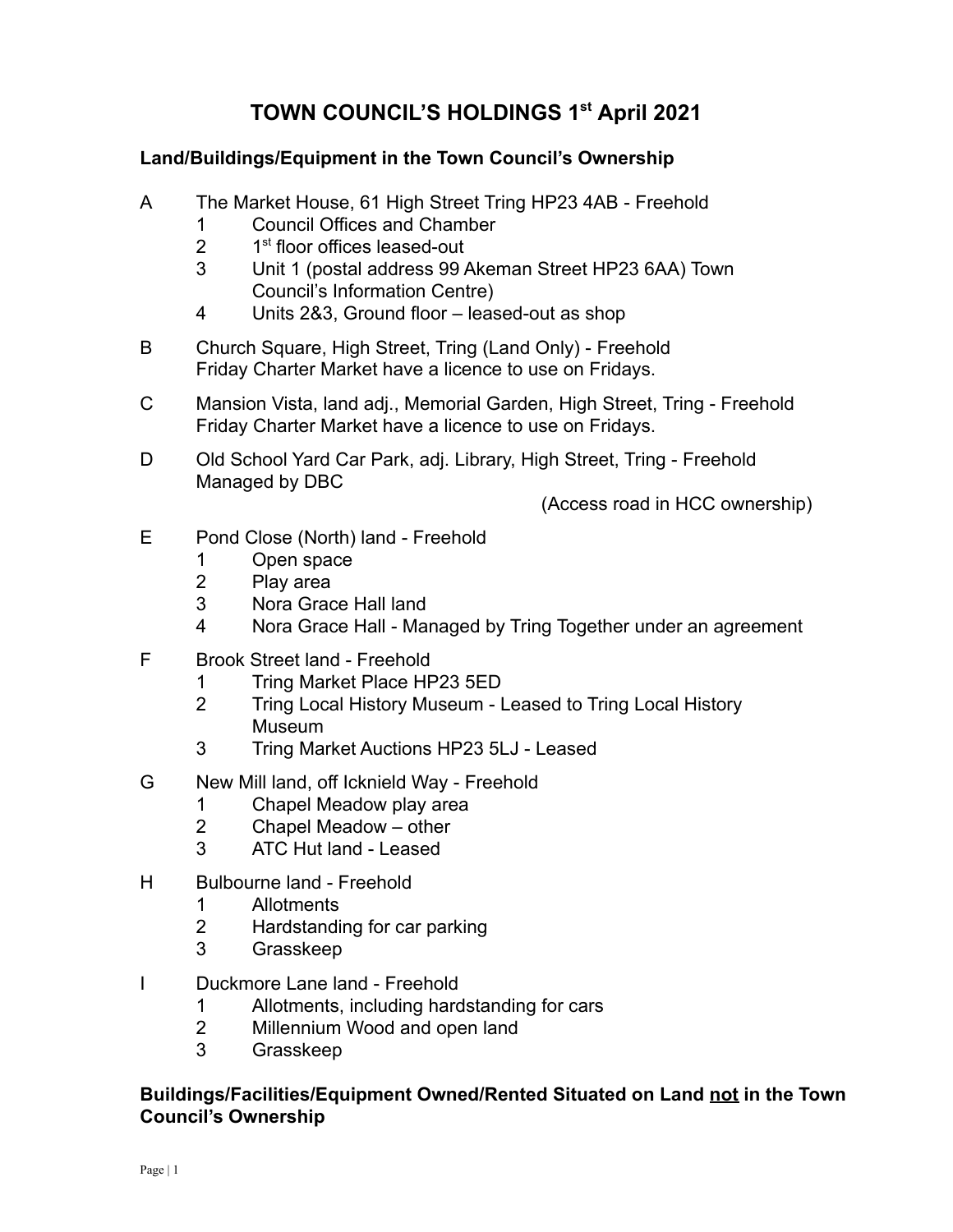# TOWN COUNCIL'S HOLDINGS 1st April 2021

## Land/Buildings/Equipment in the Town Council's Ownership

A The Market House, 61 High Street Tring HP23 4AB - Freehold
  1 Council Offices and Chamber
  2 1st floor offices leased-out
  3 Unit 1 (postal address 99 Akeman Street HP23 6AA) Town Council's Information Centre)
  4 Units 2&3, Ground floor – leased-out as shop

B Church Square, High Street, Tring (Land Only) - Freehold
Friday Charter Market have a licence to use on Fridays.

C Mansion Vista, land adj., Memorial Garden, High Street, Tring - Freehold
Friday Charter Market have a licence to use on Fridays.

D Old School Yard Car Park, adj. Library, High Street, Tring - Freehold
Managed by DBC
(Access road in HCC ownership)

E Pond Close (North) land - Freehold
  1 Open space
  2 Play area
  3 Nora Grace Hall land
  4 Nora Grace Hall - Managed by Tring Together under an agreement

F Brook Street land - Freehold
  1 Tring Market Place HP23 5ED
  2 Tring Local History Museum - Leased to Tring Local History Museum
  3 Tring Market Auctions HP23 5LJ - Leased

G New Mill land, off Icknield Way - Freehold
  1 Chapel Meadow play area
  2 Chapel Meadow – other
  3 ATC Hut land - Leased

H Bulbourne land - Freehold
  1 Allotments
  2 Hardstanding for car parking
  3 Grasskeep

I Duckmore Lane land - Freehold
  1 Allotments, including hardstanding for cars
  2 Millennium Wood and open land
  3 Grasskeep

## Buildings/Facilities/Equipment Owned/Rented Situated on Land not in the Town Council's Ownership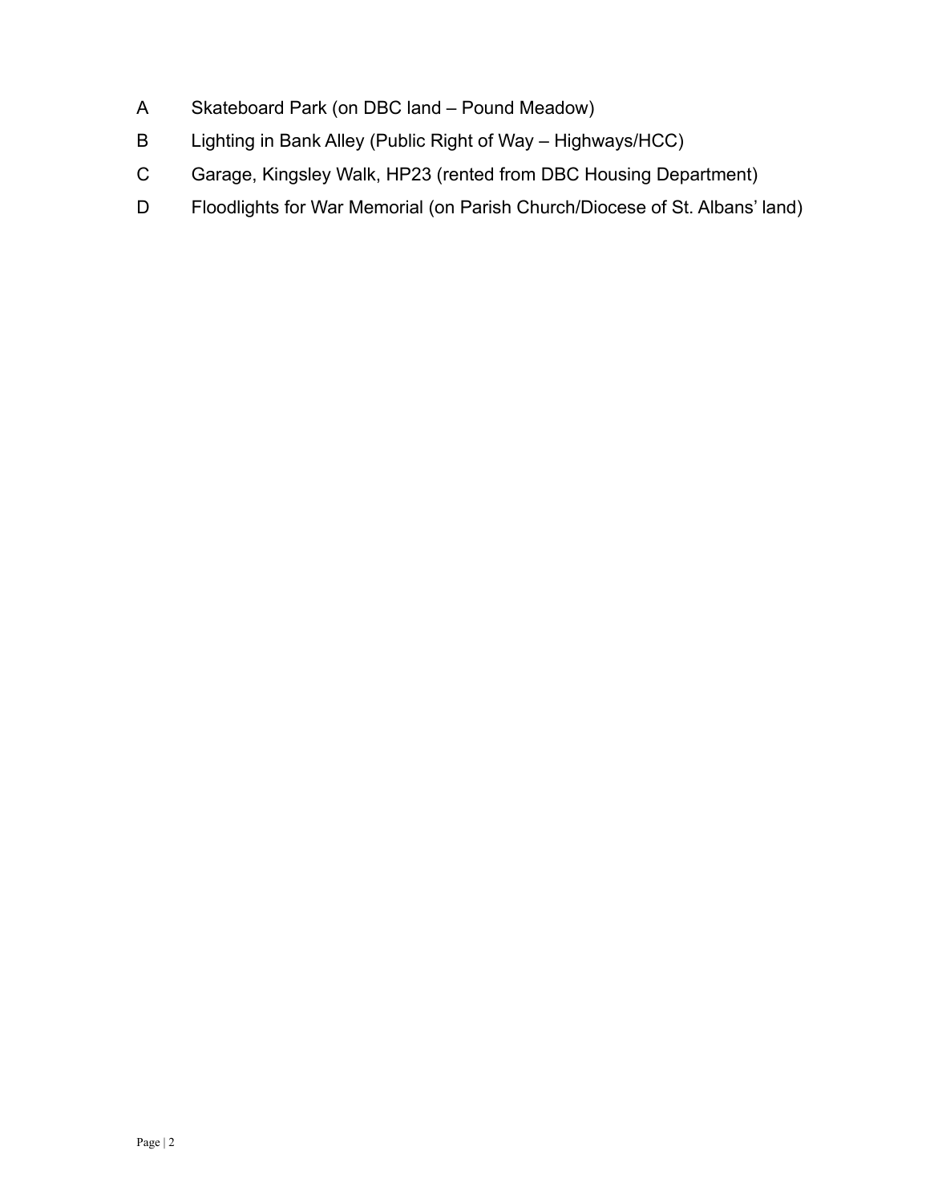A Skateboard Park (on DBC land – Pound Meadow)

B Lighting in Bank Alley (Public Right of Way – Highways/HCC)

C Garage, Kingsley Walk, HP23 (rented from DBC Housing Department)

D Floodlights for War Memorial (on Parish Church/Diocese of St. Albans' land)